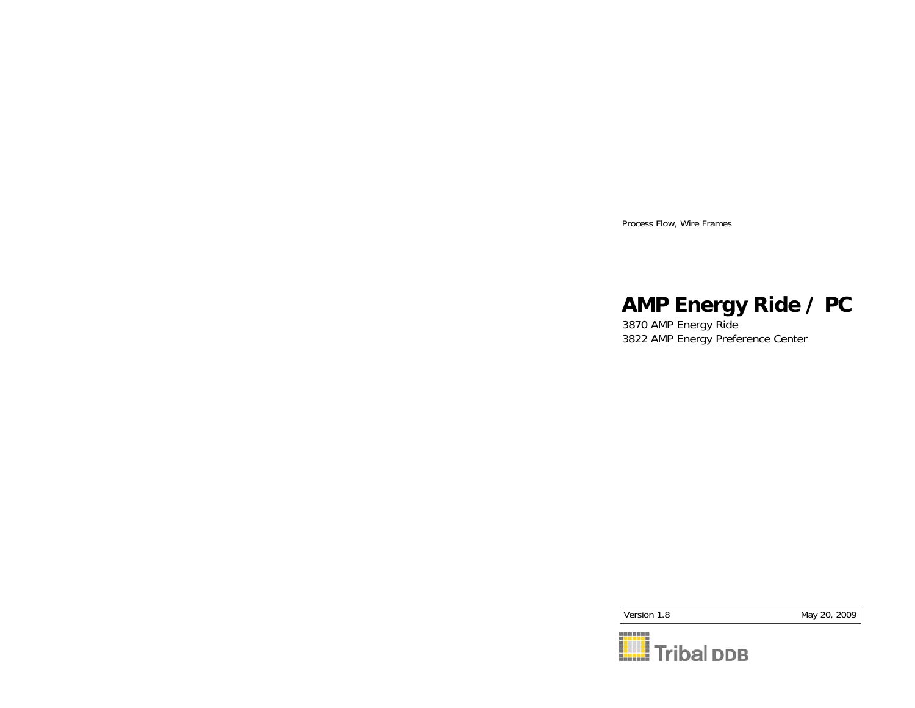Process Flow, Wire Frames

# AMP Energy Ride / PC

3870 AMP Energy Ride
3822 AMP Energy Preference Center

| Version 1.8 | May 20, 2009 |
| --- | --- |

Tribal DDB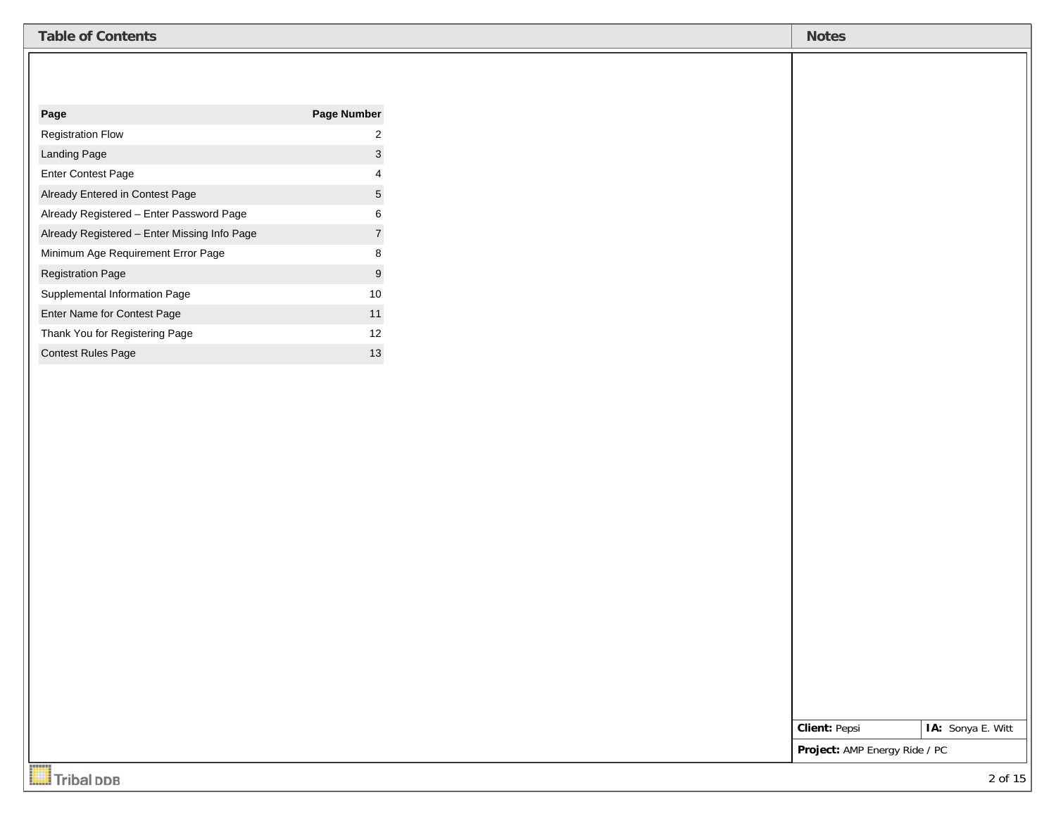## Table of Contents

| Page | Page Number |
|---|---|
| Registration Flow | 2 |
| Landing Page | 3 |
| Enter Contest Page | 4 |
| Already Entered in Contest Page | 5 |
| Already Registered – Enter Password Page | 6 |
| Already Registered – Enter Missing Info Page | 7 |
| Minimum Age Requirement Error Page | 8 |
| Registration Page | 9 |
| Supplemental Information Page | 10 |
| Enter Name for Contest Page | 11 |
| Thank You for Registering Page | 12 |
| Contest Rules Page | 13 |

## Notes

**Client:** Pepsi | **IA:** Sonya E. Witt

**Project:** AMP Energy Ride / PC

Tribal DDB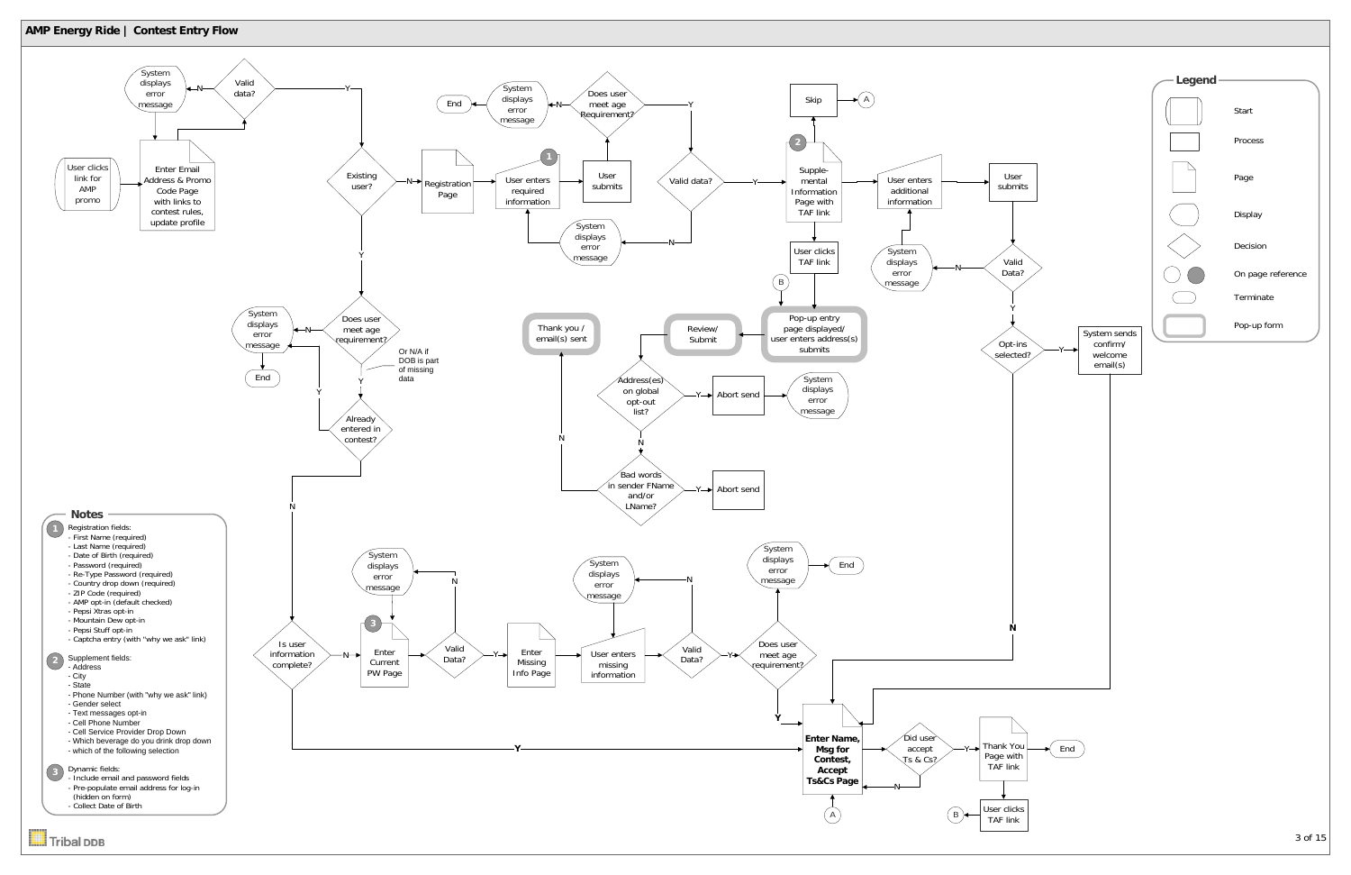# AMP Energy Ride | Contest Entry Flow

User clicks link for AMP promo → Enter Email Address & Promo Code Page with links to contest rules, update profile → Valid data?
- N → System displays error message → Enter Email Address & Promo Code Page
- Y → Existing user?

Existing user?
- N → Registration Page → (1) User enters required information → User submits → Does user meet age Requirement?
  - N → System displays error message → End
  - Y → Valid data?
    - N → System displays error message → User enters required information
    - Y → (2) Supplemental Information Page with TAF link
      - → Skip → (A)
      - → User clicks TAF link → Pop-up entry page displayed/ user enters address(s) submits
      - → User enters additional information → User submits → Valid Data?
        - N → System displays error message → User enters additional information
        - Y → Opt-ins selected?
          - Y → System sends confirm/ welcome email(s) → Enter Name, Msg for Contest, Accept Ts&Cs Page
          - N → Enter Name, Msg for Contest, Accept Ts&Cs Page
- Y → Does user meet age requirement? (Or N/A if DOB is part of missing data)
  - N → System displays error message → End
  - Y → Already entered in contest?
    - Y → System displays error message → End
    - N → Is user information complete?
      - Y → Enter Name, Msg for Contest, Accept Ts&Cs Page
      - N → (3) Enter Current PW Page → Valid Data?
        - N → System displays error message → Enter Current PW Page
        - Y → Enter Missing Info Page → User enters missing information → Valid Data?
          - N → System displays error message → User enters missing information
          - Y → Does user meet age requirement?
            - N → System displays error message → End
            - Y → Enter Name, Msg for Contest, Accept Ts&Cs Page

(B) → Pop-up entry page displayed/ user enters address(s) submits → Review/ Submit → Address(es) on global opt-out list?
- Y → Abort send → System displays error message
- N → Bad words in sender FName and/or LName?
  - Y → Abort send
  - N → Thank you / email(s) sent

(A) → Enter Name, Msg for Contest, Accept Ts&Cs Page → Did user accept Ts & Cs?
- N → Enter Name, Msg for Contest, Accept Ts&Cs Page
- Y → Thank You Page with TAF link → End
  - → User clicks TAF link → (B)

## Legend

- Start
- Process
- Page
- Display
- Decision
- On page reference
- Terminate
- Pop-up form

## Notes

1. Registration fields:
   - First Name (required)
   - Last Name (required)
   - Date of Birth (required)
   - Password (required)
   - Re-Type Password (required)
   - Country drop down (required)
   - ZIP Code (required)
   - AMP opt-in (default checked)
   - Pepsi Xtras opt-in
   - Mountain Dew opt-in
   - Pepsi Stuff opt-in
   - Captcha entry (with "why we ask" link)

2. Supplement fields:
   - Address
   - City
   - State
   - Phone Number (with "why we ask" link)
   - Gender select
   - Text messages opt-in
   - Cell Phone Number
   - Cell Service Provider Drop Down
   - Which beverage do you drink drop down
   - which of the following selection

3. Dynamic fields:
   - Include email and password fields
   - Pre-populate email address for log-in (hidden on form)
   - Collect Date of Birth

Tribal DDB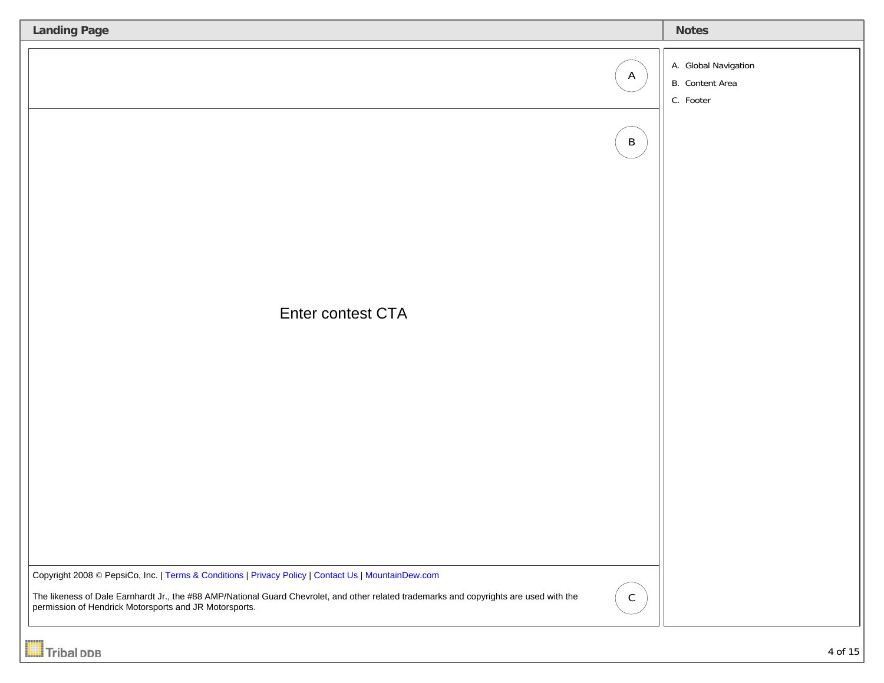## Landing Page

A

B

Enter contest CTA

Copyright 2008 © PepsiCo, Inc. | Terms & Conditions | Privacy Policy | Contact Us | MountainDew.com

The likeness of Dale Earnhardt Jr., the #88 AMP/National Guard Chevrolet, and other related trademarks and copyrights are used with the permission of Hendrick Motorsports and JR Motorsports.

C

## Notes

A. Global Navigation

B. Content Area

C. Footer

Tribal DDB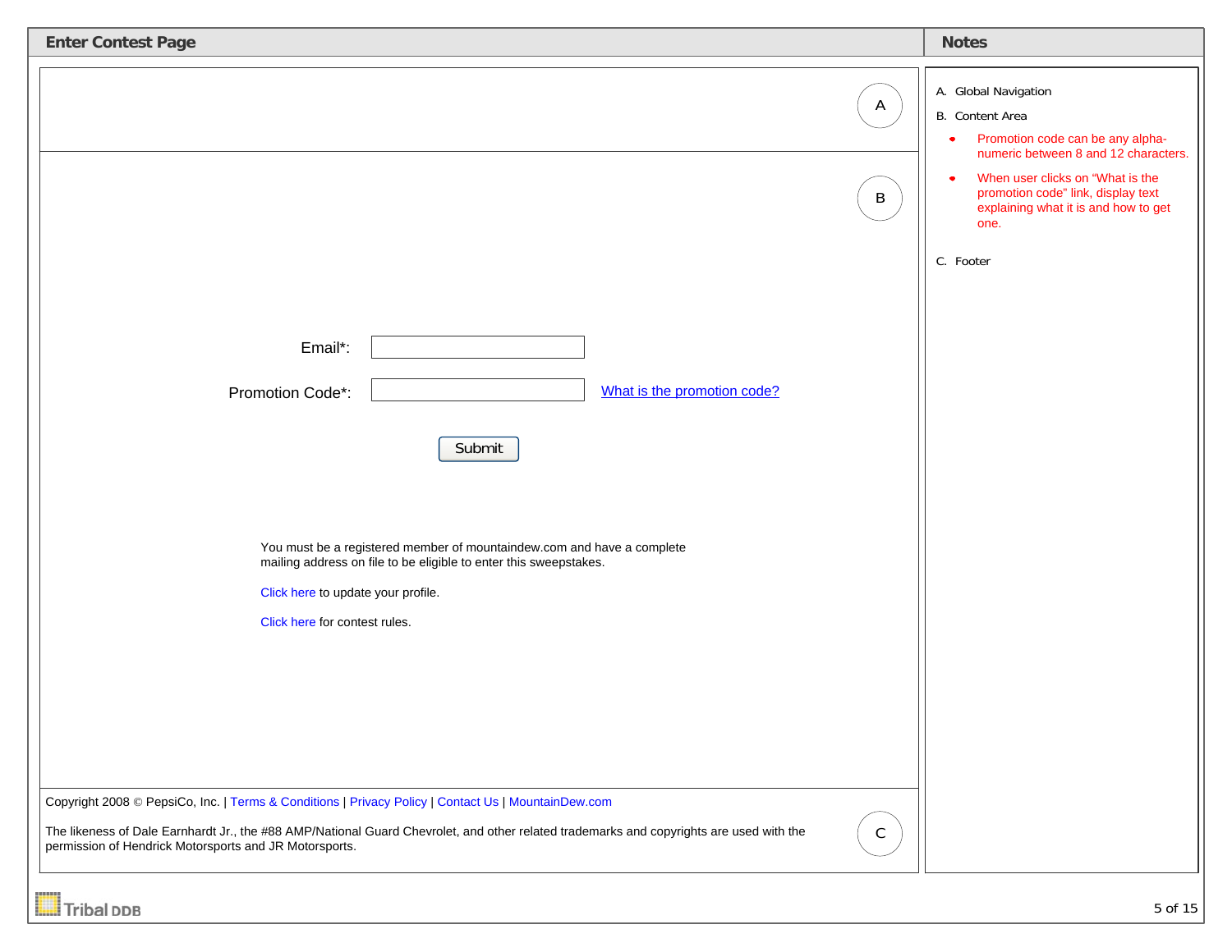## Enter Contest Page

A

B

Email*: 

Promotion Code*: [What is the promotion code?]

Submit

You must be a registered member of mountaindew.com and have a complete mailing address on file to be eligible to enter this sweepstakes.

Click here to update your profile.

Click here for contest rules.

Copyright 2008 © PepsiCo, Inc. | Terms & Conditions | Privacy Policy | Contact Us | MountainDew.com

The likeness of Dale Earnhardt Jr., the #88 AMP/National Guard Chevrolet, and other related trademarks and copyrights are used with the permission of Hendrick Motorsports and JR Motorsports.

C

## Notes

A. Global Navigation

B. Content Area

- Promotion code can be any alpha-numeric between 8 and 12 characters.
- When user clicks on "What is the promotion code" link, display text explaining what it is and how to get one.

C. Footer

Tribal DDB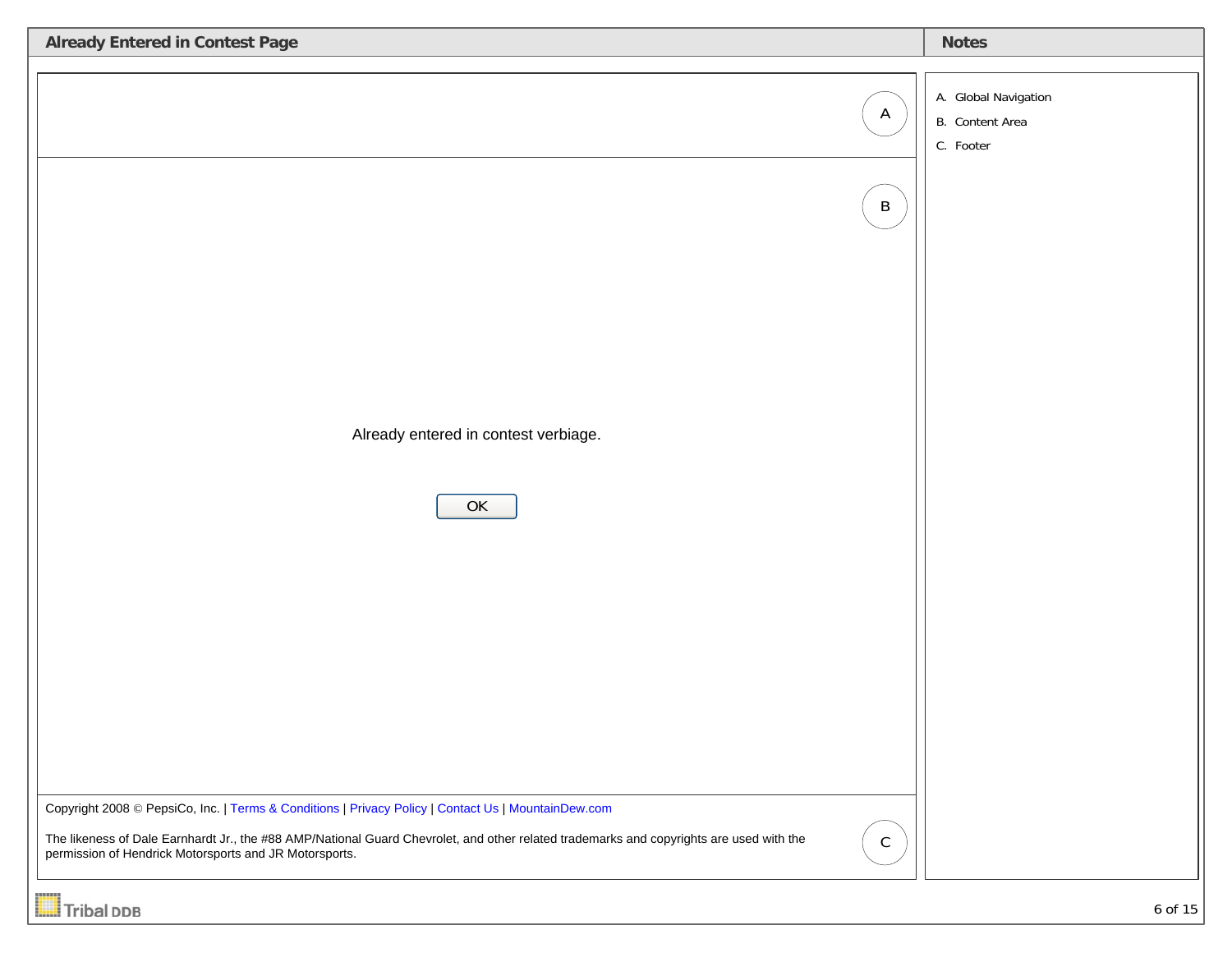## Already Entered in Contest Page

A

B

Already entered in contest verbiage.

OK

Copyright 2008 © PepsiCo, Inc. | Terms & Conditions | Privacy Policy | Contact Us | MountainDew.com

The likeness of Dale Earnhardt Jr., the #88 AMP/National Guard Chevrolet, and other related trademarks and copyrights are used with the permission of Hendrick Motorsports and JR Motorsports.

C

## Notes

A. Global Navigation

B. Content Area

C. Footer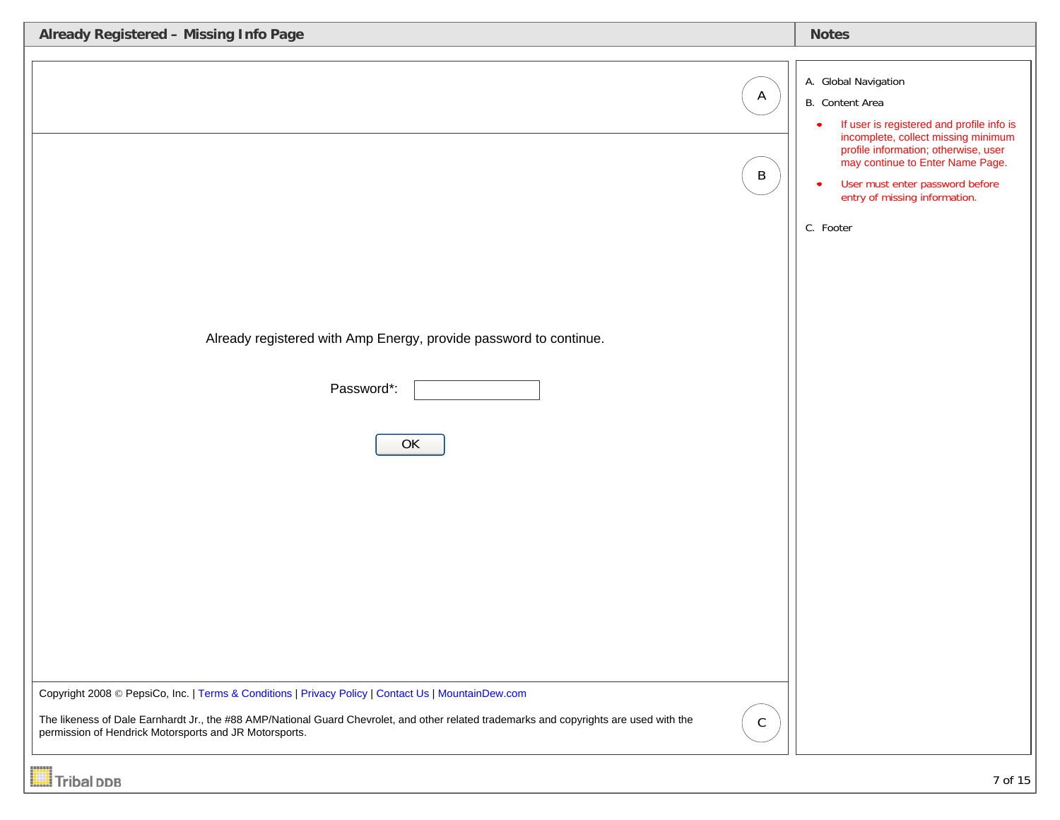## Already Registered – Missing Info Page

A

B

Already registered with Amp Energy, provide password to continue.

Password*: [ ]

[OK]

Copyright 2008 © PepsiCo, Inc. | Terms & Conditions | Privacy Policy | Contact Us | MountainDew.com

The likeness of Dale Earnhardt Jr., the #88 AMP/National Guard Chevrolet, and other related trademarks and copyrights are used with the permission of Hendrick Motorsports and JR Motorsports.

C

## Notes

A. Global Navigation

B. Content Area

- If user is registered and profile info is incomplete, collect missing minimum profile information; otherwise, user may continue to Enter Name Page.
- User must enter password before entry of missing information.

C. Footer

Tribal DDB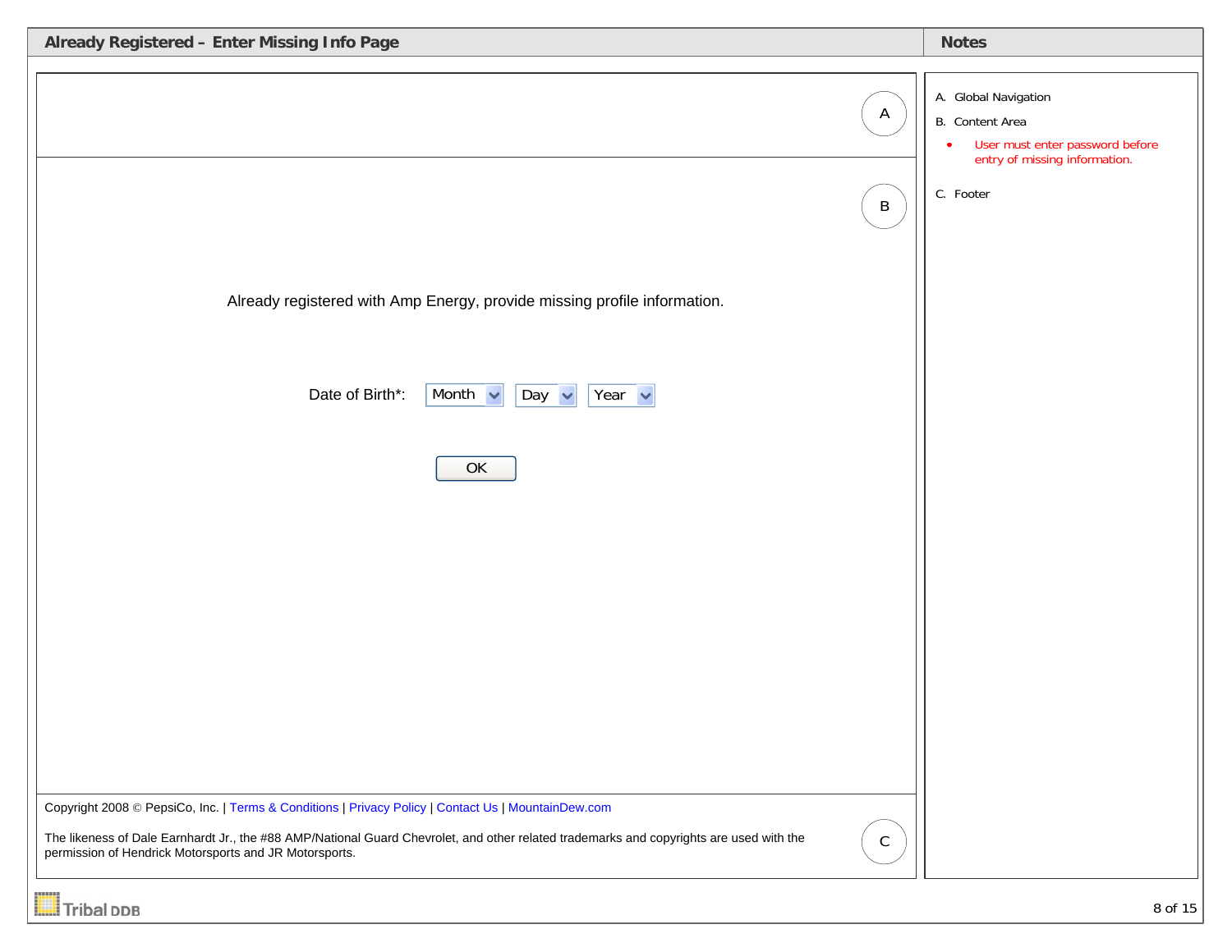## Already Registered – Enter Missing Info Page

A

B

Already registered with Amp Energy, provide missing profile information.

Date of Birth*: Month | Day | Year

OK

Copyright 2008 © PepsiCo, Inc. | Terms & Conditions | Privacy Policy | Contact Us | MountainDew.com

The likeness of Dale Earnhardt Jr., the #88 AMP/National Guard Chevrolet, and other related trademarks and copyrights are used with the permission of Hendrick Motorsports and JR Motorsports.

C

## Notes

A. Global Navigation

B. Content Area

- User must enter password before entry of missing information.

C. Footer

Tribal DDB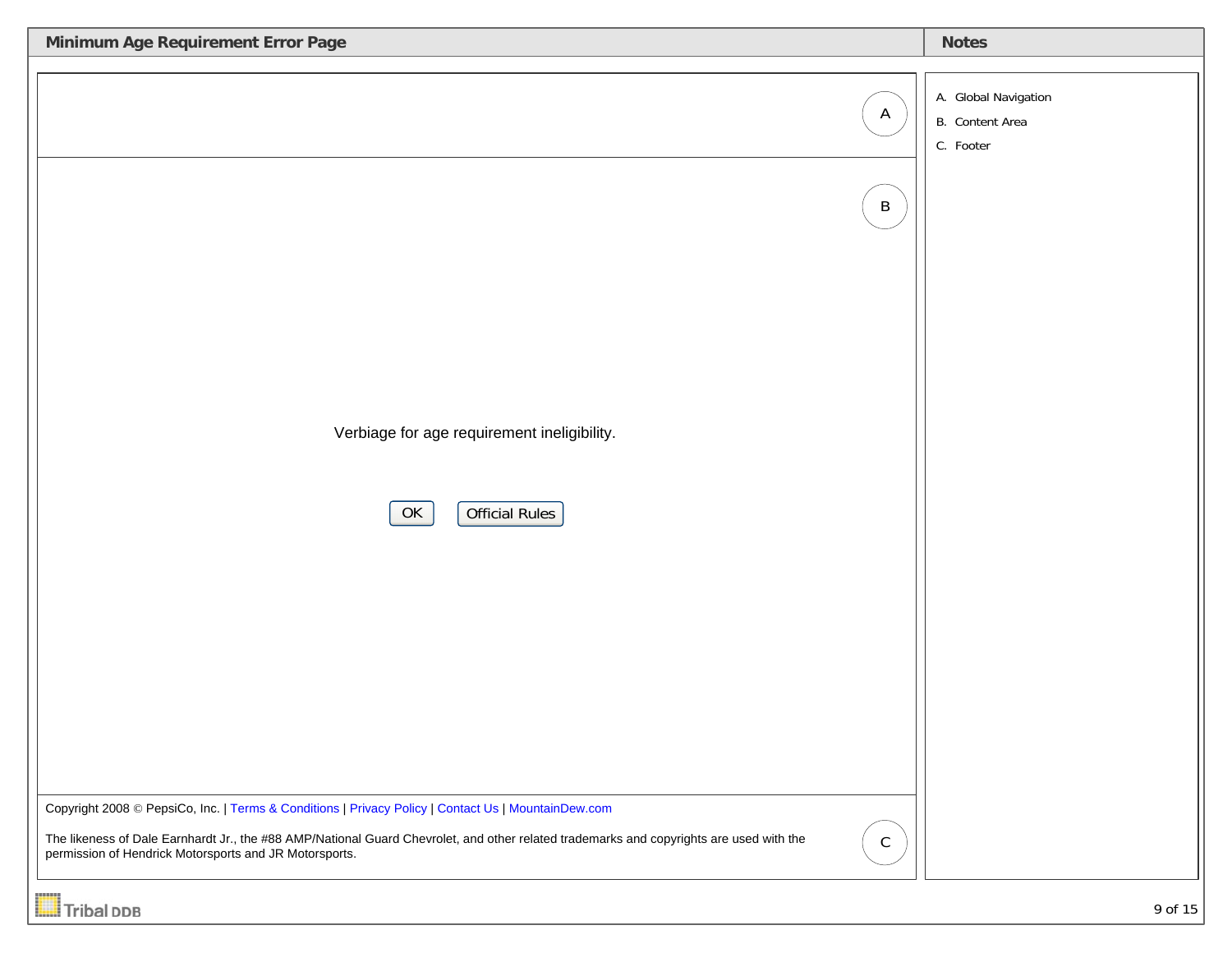## Minimum Age Requirement Error Page

A

B

Verbiage for age requirement ineligibility.

[OK] [Official Rules]

Copyright 2008 © PepsiCo, Inc. | Terms & Conditions | Privacy Policy | Contact Us | MountainDew.com

The likeness of Dale Earnhardt Jr., the #88 AMP/National Guard Chevrolet, and other related trademarks and copyrights are used with the permission of Hendrick Motorsports and JR Motorsports.

C

## Notes

A. Global Navigation
B. Content Area
C. Footer

Tribal DDB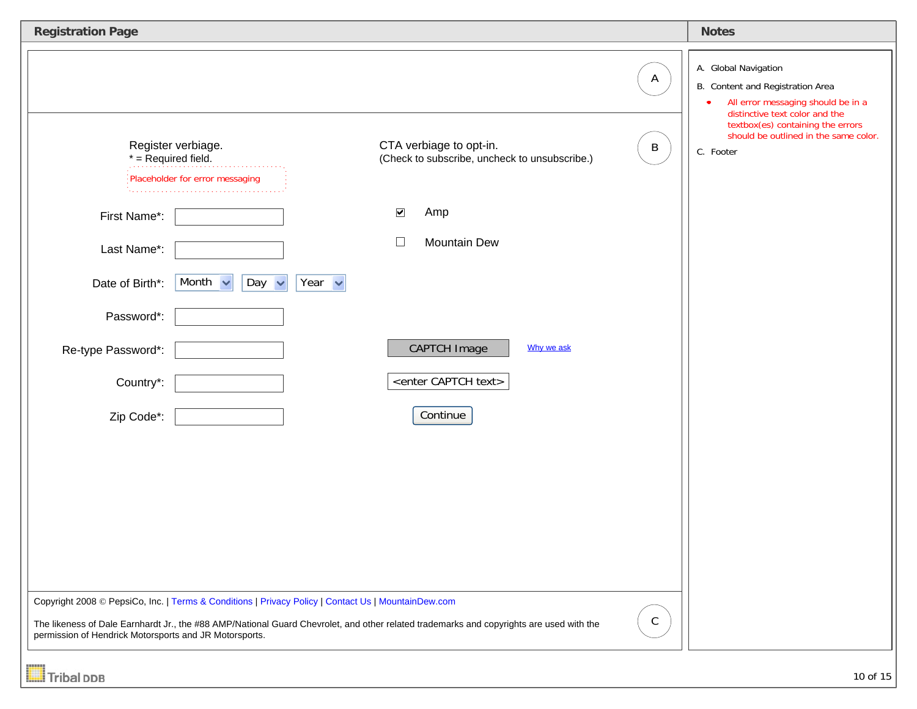## Registration Page

A

B

Register verbiage.
* = Required field.

Placeholder for error messaging

First Name*:

Last Name*:

Date of Birth*: Month | Day | Year

Password*:

Re-type Password*:

Country*:

Zip Code*:

CTA verbiage to opt-in.
(Check to subscribe, uncheck to unsubscribe.)

- [x] Amp
- [ ] Mountain Dew

CAPTCH Image

Why we ask

<enter CAPTCH text>

Continue

C

Copyright 2008 © PepsiCo, Inc. | Terms & Conditions | Privacy Policy | Contact Us | MountainDew.com

The likeness of Dale Earnhardt Jr., the #88 AMP/National Guard Chevrolet, and other related trademarks and copyrights are used with the permission of Hendrick Motorsports and JR Motorsports.

## Notes

A. Global Navigation

B. Content and Registration Area

- All error messaging should be in a distinctive text color and the textbox(es) containing the errors should be outlined in the same color.

C. Footer

Tribal DDB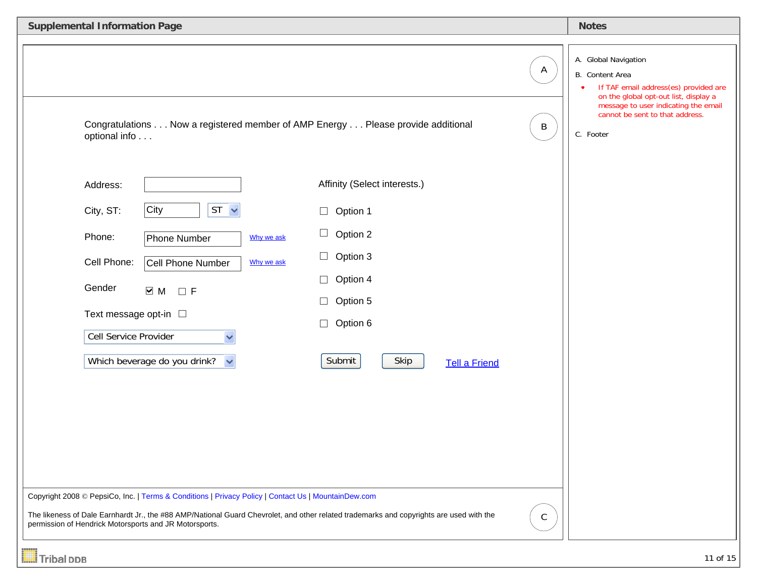## Supplemental Information Page

A

Congratulations . . . Now a registered member of AMP Energy . . . Please provide additional optional info . . .

B

Address: [ ]

City, ST: [City] [ST ▾]

Phone: [Phone Number] Why we ask

Cell Phone: [Cell Phone Number] Why we ask

Gender ☑ M ☐ F

Text message opt-in ☐

[Cell Service Provider ▾]

[Which beverage do you drink? ▾]

Affinity (Select interests.)

- ☐ Option 1
- ☐ Option 2
- ☐ Option 3
- ☐ Option 4
- ☐ Option 5
- ☐ Option 6

[Submit] [Skip] Tell a Friend

Copyright 2008 © PepsiCo, Inc. | Terms & Conditions | Privacy Policy | Contact Us | MountainDew.com

The likeness of Dale Earnhardt Jr., the #88 AMP/National Guard Chevrolet, and other related trademarks and copyrights are used with the permission of Hendrick Motorsports and JR Motorsports.

C

## Notes

A. Global Navigation

B. Content Area

- If TAF email address(es) provided are on the global opt-out list, display a message to user indicating the email cannot be sent to that address.

C. Footer

Tribal DDB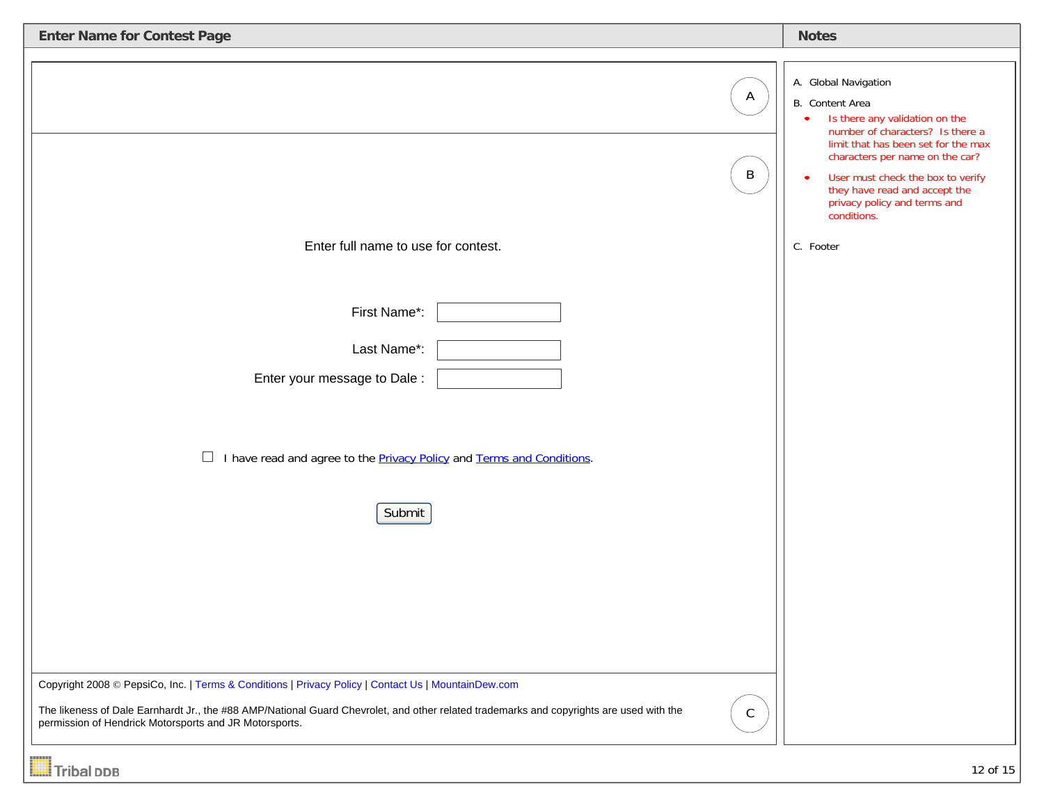## Enter Name for Contest Page

A

B

Enter full name to use for contest.

First Name*:

Last Name*:

Enter your message to Dale :

☐ I have read and agree to the Privacy Policy and Terms and Conditions.

Submit

Copyright 2008 © PepsiCo, Inc. | Terms & Conditions | Privacy Policy | Contact Us | MountainDew.com

The likeness of Dale Earnhardt Jr., the #88 AMP/National Guard Chevrolet, and other related trademarks and copyrights are used with the permission of Hendrick Motorsports and JR Motorsports.

C

## Notes

A. Global Navigation

B. Content Area

- Is there any validation on the number of characters? Is there a limit that has been set for the max characters per name on the car?
- User must check the box to verify they have read and accept the privacy policy and terms and conditions.

C. Footer

Tribal DDB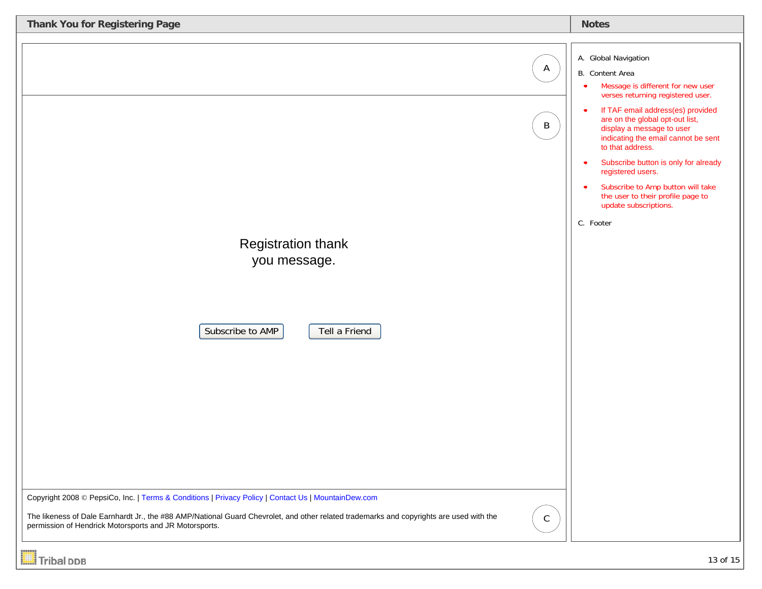## Thank You for Registering Page

A

B

Registration thank you message.

Subscribe to AMP | Tell a Friend

Copyright 2008 © PepsiCo, Inc. | Terms & Conditions | Privacy Policy | Contact Us | MountainDew.com

The likeness of Dale Earnhardt Jr., the #88 AMP/National Guard Chevrolet, and other related trademarks and copyrights are used with the permission of Hendrick Motorsports and JR Motorsports.

C

## Notes

A. Global Navigation

B. Content Area

- Message is different for new user verses returning registered user.
- If TAF email address(es) provided are on the global opt-out list, display a message to user indicating the email cannot be sent to that address.
- Subscribe button is only for already registered users.
- Subscribe to Amp button will take the user to their profile page to update subscriptions.

C. Footer

Tribal DDB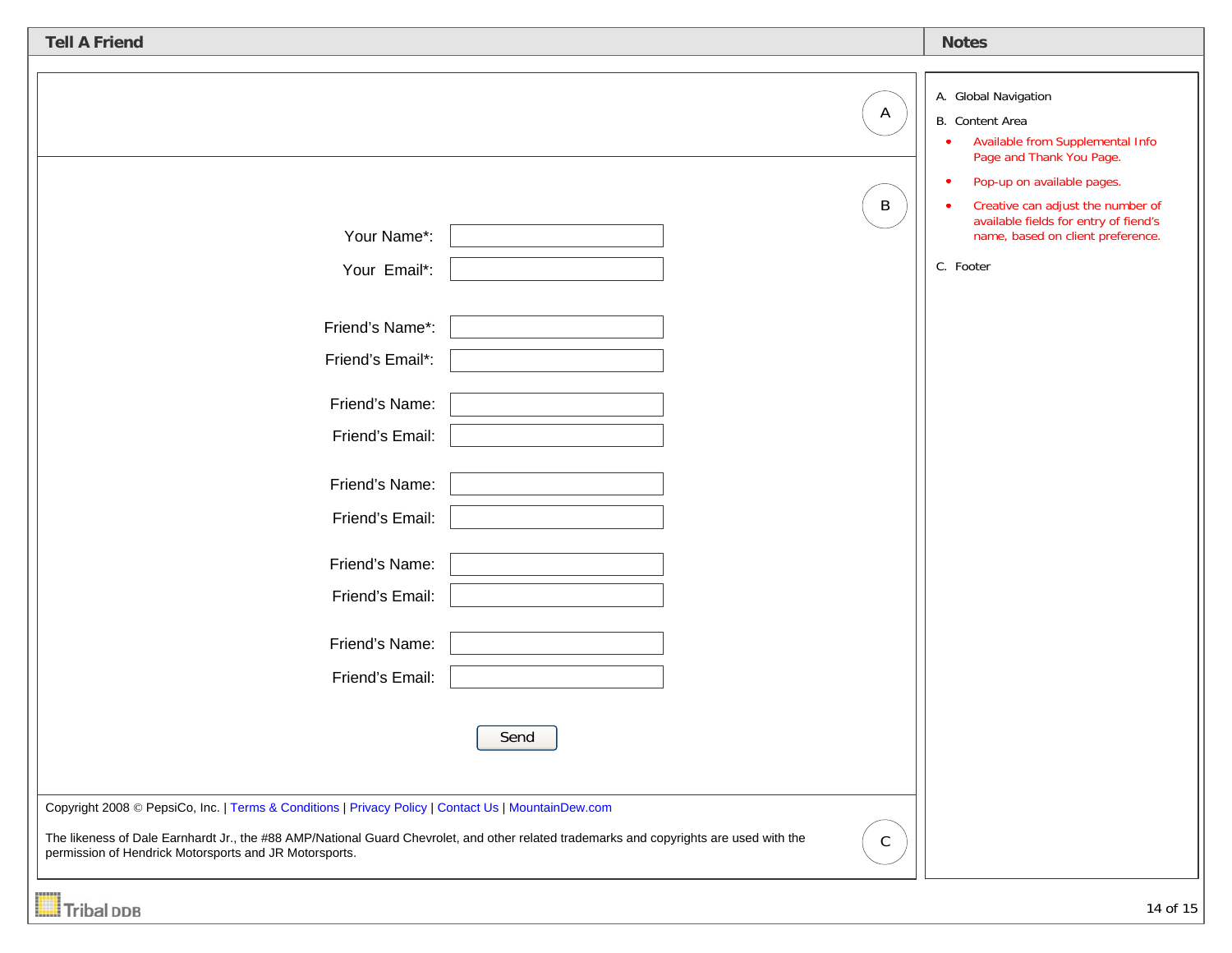## Tell A Friend

A

B

Your Name*: 

Your Email*: 

Friend's Name*: 

Friend's Email*: 

Friend's Name: 

Friend's Email: 

Friend's Name: 

Friend's Email: 

Friend's Name: 

Friend's Email: 

Friend's Name: 

Friend's Email: 

Send

Copyright 2008 © PepsiCo, Inc. | Terms & Conditions | Privacy Policy | Contact Us | MountainDew.com

The likeness of Dale Earnhardt Jr., the #88 AMP/National Guard Chevrolet, and other related trademarks and copyrights are used with the permission of Hendrick Motorsports and JR Motorsports.

C

## Notes

A. Global Navigation

B. Content Area

- Available from Supplemental Info Page and Thank You Page.
- Pop-up on available pages.
- Creative can adjust the number of available fields for entry of fiend's name, based on client preference.

C. Footer

Tribal DDB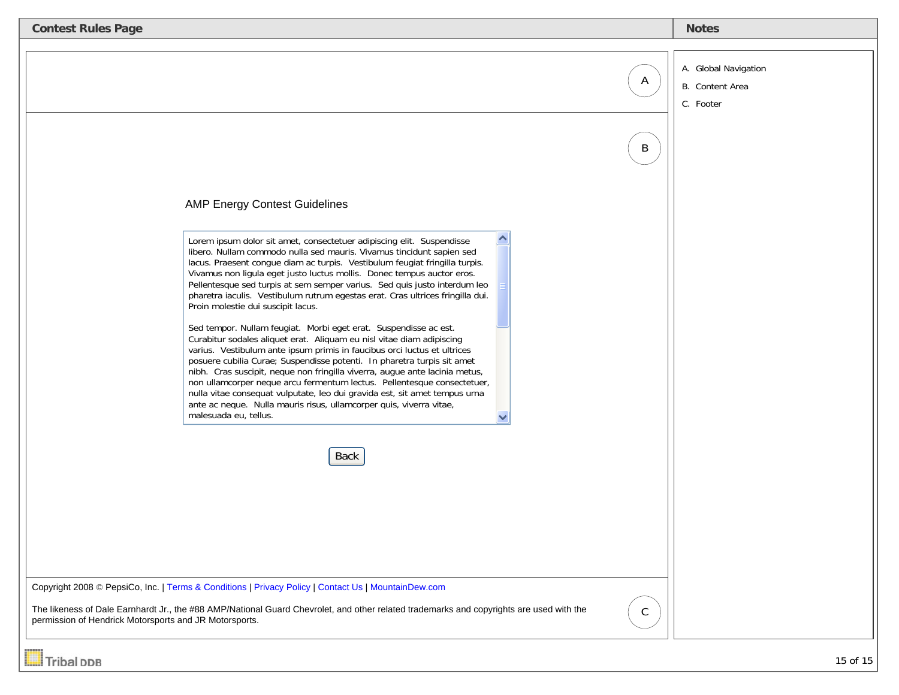## Contest Rules Page

A

B

AMP Energy Contest Guidelines

Lorem ipsum dolor sit amet, consectetuer adipiscing elit. Suspendisse libero. Nullam commodo nulla sed mauris. Vivamus tincidunt sapien sed lacus. Praesent congue diam ac turpis. Vestibulum feugiat fringilla turpis. Vivamus non ligula eget justo luctus mollis. Donec tempus auctor eros. Pellentesque sed turpis at sem semper varius. Sed quis justo interdum leo pharetra iaculis. Vestibulum rutrum egestas erat. Cras ultrices fringilla dui. Proin molestie dui suscipit lacus.

Sed tempor. Nullam feugiat. Morbi eget erat. Suspendisse ac est. Curabitur sodales aliquet erat. Aliquam eu nisl vitae diam adipiscing varius. Vestibulum ante ipsum primis in faucibus orci luctus et ultrices posuere cubilia Curae; Suspendisse potenti. In pharetra turpis sit amet nibh. Cras suscipit, neque non fringilla viverra, augue ante lacinia metus, non ullamcorper neque arcu fermentum lectus. Pellentesque consectetuer, nulla vitae consequat vulputate, leo dui gravida est, sit amet tempus urna ante ac neque. Nulla mauris risus, ullamcorper quis, viverra vitae, malesuada eu, tellus.

Back

Copyright 2008 © PepsiCo, Inc. | Terms & Conditions | Privacy Policy | Contact Us | MountainDew.com

The likeness of Dale Earnhardt Jr., the #88 AMP/National Guard Chevrolet, and other related trademarks and copyrights are used with the permission of Hendrick Motorsports and JR Motorsports.

C

## Notes

A. Global Navigation

B. Content Area

C. Footer

Tribal DDB